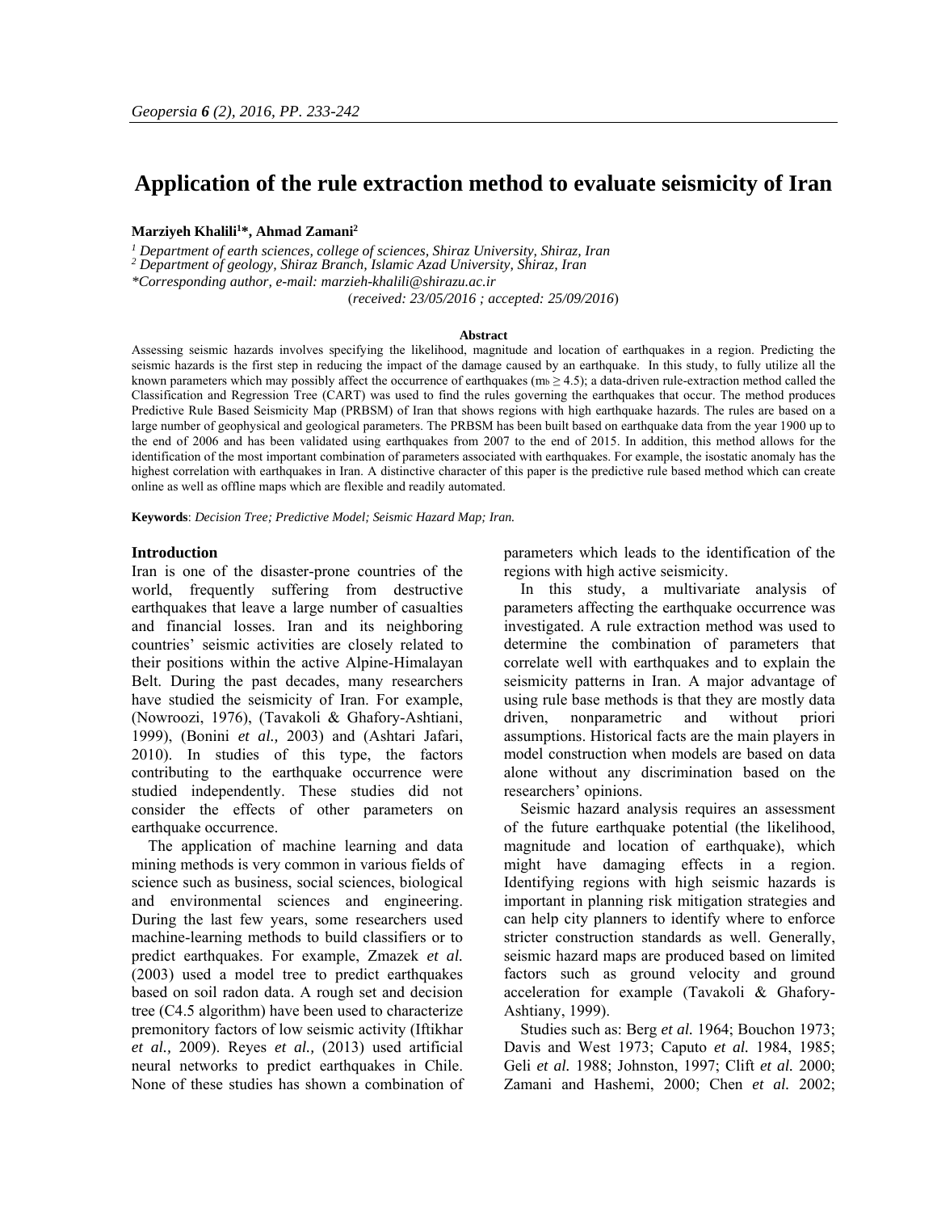# Application of the rule extraction method to evaluate seismicity of Iran

**Marziyeh Khalili[1]*, Ahmad Zamani[2]**

[1] *Department of earth sciences, college of sciences, Shiraz University, Shiraz, Iran*
[2] *Department of geology, Shiraz Branch, Islamic Azad University, Shiraz, Iran*
*\*Corresponding author, e-mail: marzieh-khalili@shirazu.ac.ir*

(*received: 23/05/2016 ; accepted: 25/09/2016*)

**Abstract**

Assessing seismic hazards involves specifying the likelihood, magnitude and location of earthquakes in a region. Predicting the seismic hazards is the first step in reducing the impact of the damage caused by an earthquake. In this study, to fully utilize all the known parameters which may possibly affect the occurrence of earthquakes ($m_b \geq 4.5$); a data-driven rule-extraction method called the Classification and Regression Tree (CART) was used to find the rules governing the earthquakes that occur. The method produces Predictive Rule Based Seismicity Map (PRBSM) of Iran that shows regions with high earthquake hazards. The rules are based on a large number of geophysical and geological parameters. The PRBSM has been built based on earthquake data from the year 1900 up to the end of 2006 and has been validated using earthquakes from 2007 to the end of 2015. In addition, this method allows for the identification of the most important combination of parameters associated with earthquakes. For example, the isostatic anomaly has the highest correlation with earthquakes in Iran. A distinctive character of this paper is the predictive rule based method which can create online as well as offline maps which are flexible and readily automated.

**Keywords**: *Decision Tree; Predictive Model; Seismic Hazard Map; Iran.*

## Introduction

Iran is one of the disaster-prone countries of the world, frequently suffering from destructive earthquakes that leave a large number of casualties and financial losses. Iran and its neighboring countries' seismic activities are closely related to their positions within the active Alpine-Himalayan Belt. During the past decades, many researchers have studied the seismicity of Iran. For example, (Nowroozi, 1976), (Tavakoli & Ghafory-Ashtiani, 1999), (Bonini *et al.,* 2003) and (Ashtari Jafari, 2010). In studies of this type, the factors contributing to the earthquake occurrence were studied independently. These studies did not consider the effects of other parameters on earthquake occurrence.

The application of machine learning and data mining methods is very common in various fields of science such as business, social sciences, biological and environmental sciences and engineering. During the last few years, some researchers used machine-learning methods to build classifiers or to predict earthquakes. For example, Zmazek *et al.* (2003) used a model tree to predict earthquakes based on soil radon data. A rough set and decision tree (C4.5 algorithm) have been used to characterize premonitory factors of low seismic activity (Iftikhar *et al.,* 2009). Reyes *et al.,* (2013) used artificial neural networks to predict earthquakes in Chile. None of these studies has shown a combination of parameters which leads to the identification of the regions with high active seismicity.

In this study, a multivariate analysis of parameters affecting the earthquake occurrence was investigated. A rule extraction method was used to determine the combination of parameters that correlate well with earthquakes and to explain the seismicity patterns in Iran. A major advantage of using rule base methods is that they are mostly data driven, nonparametric and without priori assumptions. Historical facts are the main players in model construction when models are based on data alone without any discrimination based on the researchers' opinions.

Seismic hazard analysis requires an assessment of the future earthquake potential (the likelihood, magnitude and location of earthquake), which might have damaging effects in a region. Identifying regions with high seismic hazards is important in planning risk mitigation strategies and can help city planners to identify where to enforce stricter construction standards as well. Generally, seismic hazard maps are produced based on limited factors such as ground velocity and ground acceleration for example (Tavakoli & Ghafory-Ashtiany, 1999).

Studies such as: Berg *et al.* 1964; Bouchon 1973; Davis and West 1973; Caputo *et al.* 1984, 1985; Geli *et al.* 1988; Johnston, 1997; Clift *et al.* 2000; Zamani and Hashemi, 2000; Chen *et al.* 2002;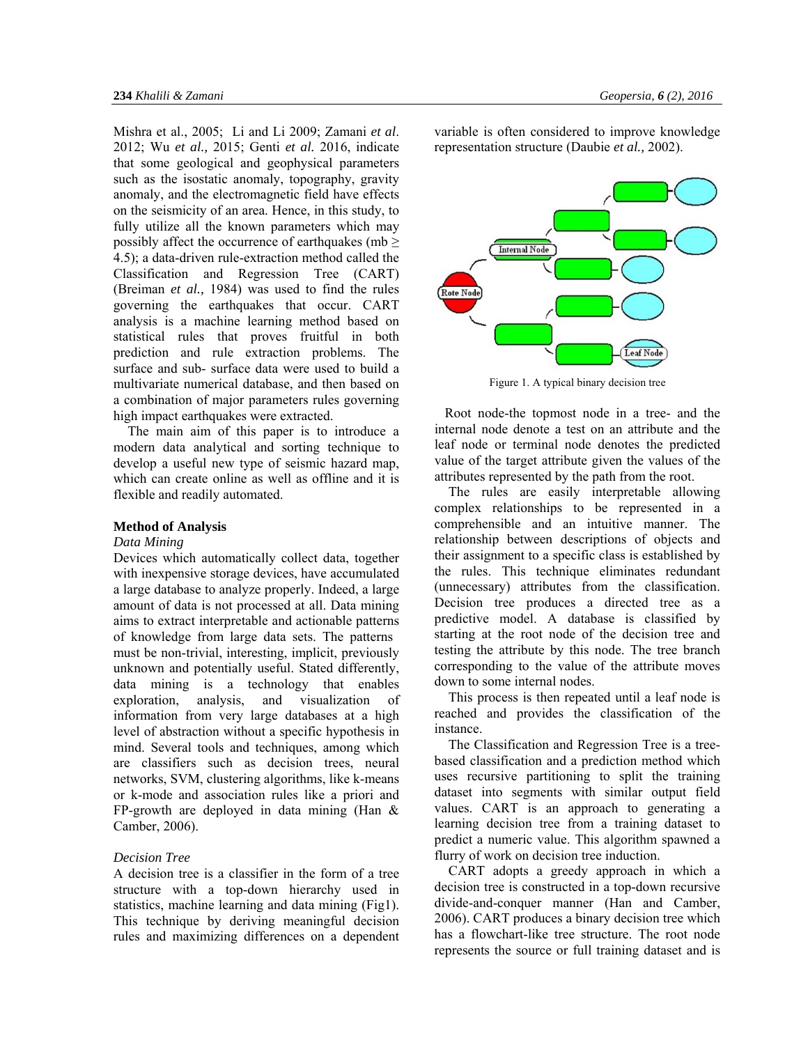Mishra et al., 2005; Li and Li 2009; Zamani *et al*. 2012; Wu *et al.,* 2015; Genti *et al.* 2016, indicate that some geological and geophysical parameters such as the isostatic anomaly, topography, gravity anomaly, and the electromagnetic field have effects on the seismicity of an area. Hence, in this study, to fully utilize all the known parameters which may possibly affect the occurrence of earthquakes (mb ≥ 4.5); a data-driven rule-extraction method called the Classification and Regression Tree (CART) (Breiman *et al.,* 1984) was used to find the rules governing the earthquakes that occur. CART analysis is a machine learning method based on statistical rules that proves fruitful in both prediction and rule extraction problems. The surface and sub- surface data were used to build a multivariate numerical database, and then based on a combination of major parameters rules governing high impact earthquakes were extracted.

The main aim of this paper is to introduce a modern data analytical and sorting technique to develop a useful new type of seismic hazard map, which can create online as well as offline and it is flexible and readily automated.

## Method of Analysis

### *Data Mining*

Devices which automatically collect data, together with inexpensive storage devices, have accumulated a large database to analyze properly. Indeed, a large amount of data is not processed at all. Data mining aims to extract interpretable and actionable patterns of knowledge from large data sets. The patterns must be non-trivial, interesting, implicit, previously unknown and potentially useful. Stated differently, data mining is a technology that enables exploration, analysis, and visualization of information from very large databases at a high level of abstraction without a specific hypothesis in mind. Several tools and techniques, among which are classifiers such as decision trees, neural networks, SVM, clustering algorithms, like k-means or k-mode and association rules like a priori and FP-growth are deployed in data mining (Han & Camber, 2006).

### *Decision Tree*

A decision tree is a classifier in the form of a tree structure with a top-down hierarchy used in statistics, machine learning and data mining (Fig1). This technique by deriving meaningful decision rules and maximizing differences on a dependent variable is often considered to improve knowledge representation structure (Daubie *et al.,* 2002).

Rote Node

Internal Node

Leaf Node

Figure 1. A typical binary decision tree

Root node-the topmost node in a tree- and the internal node denote a test on an attribute and the leaf node or terminal node denotes the predicted value of the target attribute given the values of the attributes represented by the path from the root.

The rules are easily interpretable allowing complex relationships to be represented in a comprehensible and an intuitive manner. The relationship between descriptions of objects and their assignment to a specific class is established by the rules. This technique eliminates redundant (unnecessary) attributes from the classification. Decision tree produces a directed tree as a predictive model. A database is classified by starting at the root node of the decision tree and testing the attribute by this node. The tree branch corresponding to the value of the attribute moves down to some internal nodes.

This process is then repeated until a leaf node is reached and provides the classification of the instance.

The Classification and Regression Tree is a tree-based classification and a prediction method which uses recursive partitioning to split the training dataset into segments with similar output field values. CART is an approach to generating a learning decision tree from a training dataset to predict a numeric value. This algorithm spawned a flurry of work on decision tree induction.

CART adopts a greedy approach in which a decision tree is constructed in a top-down recursive divide-and-conquer manner (Han and Camber, 2006). CART produces a binary decision tree which has a flowchart-like tree structure. The root node represents the source or full training dataset and is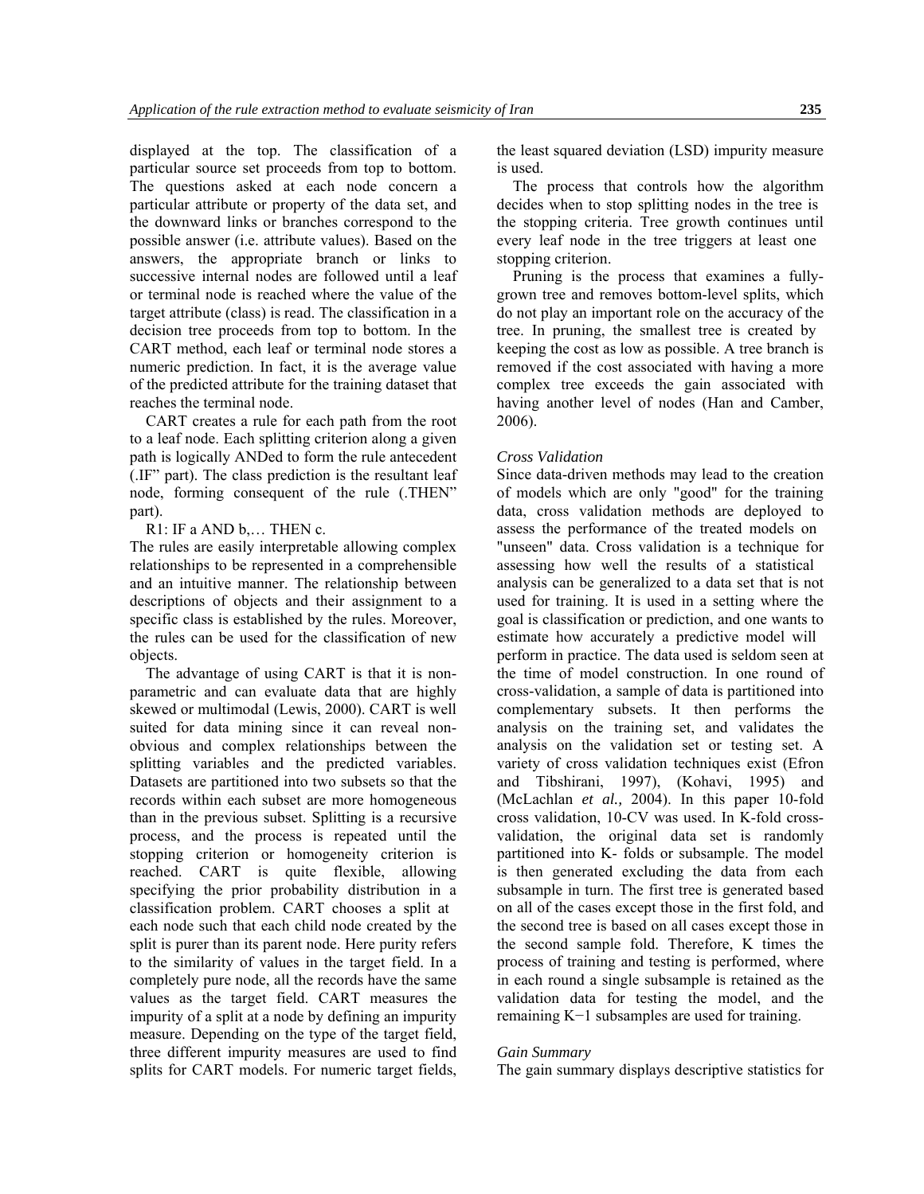displayed at the top. The classification of a particular source set proceeds from top to bottom. The questions asked at each node concern a particular attribute or property of the data set, and the downward links or branches correspond to the possible answer (i.e. attribute values). Based on the answers, the appropriate branch or links to successive internal nodes are followed until a leaf or terminal node is reached where the value of the target attribute (class) is read. The classification in a decision tree proceeds from top to bottom. In the CART method, each leaf or terminal node stores a numeric prediction. In fact, it is the average value of the predicted attribute for the training dataset that reaches the terminal node.

CART creates a rule for each path from the root to a leaf node. Each splitting criterion along a given path is logically ANDed to form the rule antecedent (.IF" part). The class prediction is the resultant leaf node, forming consequent of the rule (.THEN" part).

R1: IF a AND b,… THEN c.

The rules are easily interpretable allowing complex relationships to be represented in a comprehensible and an intuitive manner. The relationship between descriptions of objects and their assignment to a specific class is established by the rules. Moreover, the rules can be used for the classification of new objects.

The advantage of using CART is that it is non-parametric and can evaluate data that are highly skewed or multimodal (Lewis, 2000). CART is well suited for data mining since it can reveal non-obvious and complex relationships between the splitting variables and the predicted variables. Datasets are partitioned into two subsets so that the records within each subset are more homogeneous than in the previous subset. Splitting is a recursive process, and the process is repeated until the stopping criterion or homogeneity criterion is reached. CART is quite flexible, allowing specifying the prior probability distribution in a classification problem. CART chooses a split at each node such that each child node created by the split is purer than its parent node. Here purity refers to the similarity of values in the target field. In a completely pure node, all the records have the same values as the target field. CART measures the impurity of a split at a node by defining an impurity measure. Depending on the type of the target field, three different impurity measures are used to find splits for CART models. For numeric target fields, the least squared deviation (LSD) impurity measure is used.

The process that controls how the algorithm decides when to stop splitting nodes in the tree is the stopping criteria. Tree growth continues until every leaf node in the tree triggers at least one stopping criterion.

Pruning is the process that examines a fully-grown tree and removes bottom-level splits, which do not play an important role on the accuracy of the tree. In pruning, the smallest tree is created by keeping the cost as low as possible. A tree branch is removed if the cost associated with having a more complex tree exceeds the gain associated with having another level of nodes (Han and Camber, 2006).

*Cross Validation*

Since data-driven methods may lead to the creation of models which are only "good" for the training data, cross validation methods are deployed to assess the performance of the treated models on "unseen" data. Cross validation is a technique for assessing how well the results of a statistical analysis can be generalized to a data set that is not used for training. It is used in a setting where the goal is classification or prediction, and one wants to estimate how accurately a predictive model will perform in practice. The data used is seldom seen at the time of model construction. In one round of cross-validation, a sample of data is partitioned into complementary subsets. It then performs the analysis on the training set, and validates the analysis on the validation set or testing set. A variety of cross validation techniques exist (Efron and Tibshirani, 1997), (Kohavi, 1995) and (McLachlan *et al.,* 2004). In this paper 10-fold cross validation, 10-CV was used. In K-fold cross-validation, the original data set is randomly partitioned into K- folds or subsample. The model is then generated excluding the data from each subsample in turn. The first tree is generated based on all of the cases except those in the first fold, and the second tree is based on all cases except those in the second sample fold. Therefore, K times the process of training and testing is performed, where in each round a single subsample is retained as the validation data for testing the model, and the remaining K−1 subsamples are used for training.

*Gain Summary*

The gain summary displays descriptive statistics for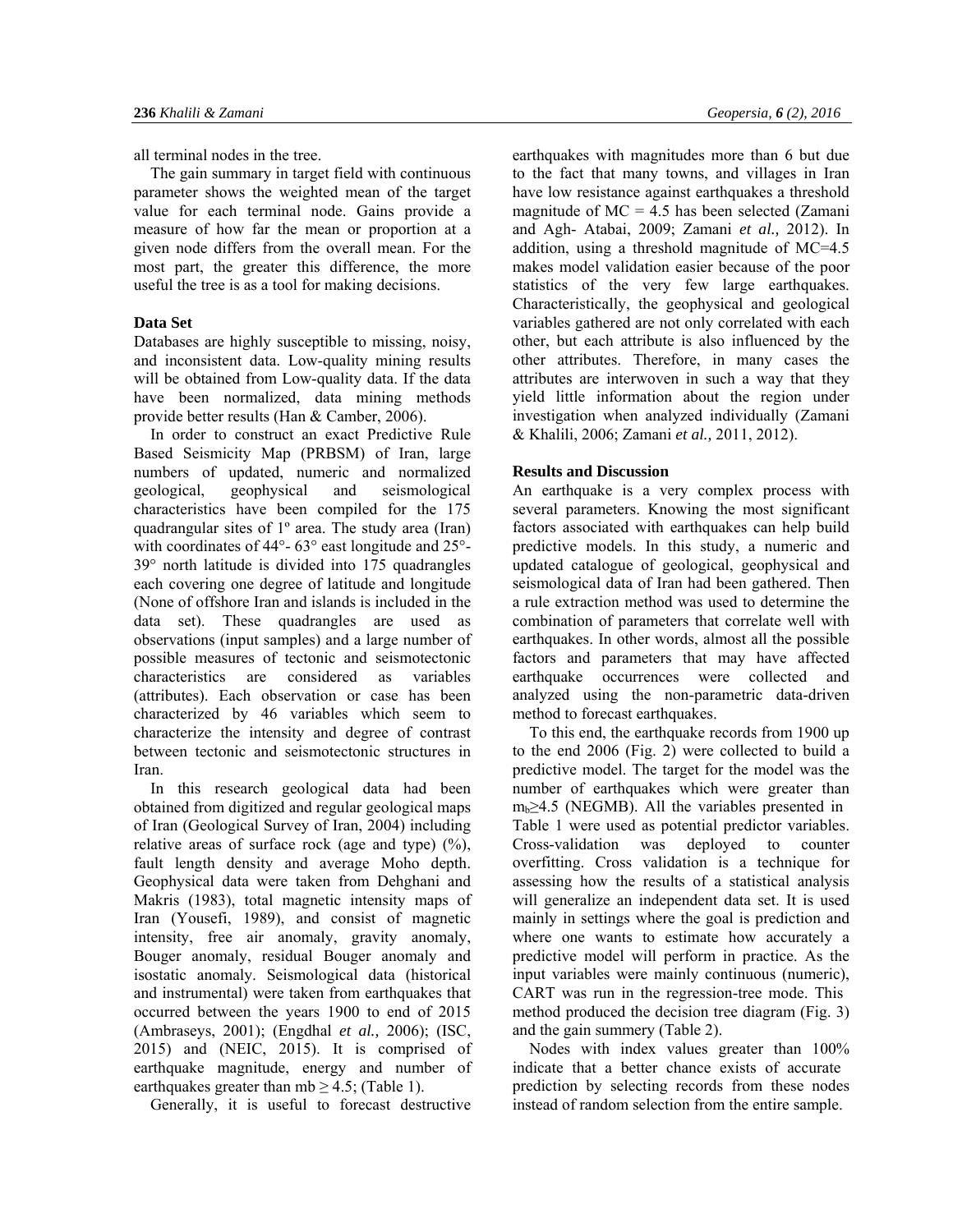all terminal nodes in the tree.

The gain summary in target field with continuous parameter shows the weighted mean of the target value for each terminal node. Gains provide a measure of how far the mean or proportion at a given node differs from the overall mean. For the most part, the greater this difference, the more useful the tree is as a tool for making decisions.

**Data Set**

Databases are highly susceptible to missing, noisy, and inconsistent data. Low-quality mining results will be obtained from Low-quality data. If the data have been normalized, data mining methods provide better results (Han & Camber, 2006).

In order to construct an exact Predictive Rule Based Seismicity Map (PRBSM) of Iran, large numbers of updated, numeric and normalized geological, geophysical and seismological characteristics have been compiled for the 175 quadrangular sites of 1º area. The study area (Iran) with coordinates of 44°- 63° east longitude and 25°- 39° north latitude is divided into 175 quadrangles each covering one degree of latitude and longitude (None of offshore Iran and islands is included in the data set). These quadrangles are used as observations (input samples) and a large number of possible measures of tectonic and seismotectonic characteristics are considered as variables (attributes). Each observation or case has been characterized by 46 variables which seem to characterize the intensity and degree of contrast between tectonic and seismotectonic structures in Iran.

In this research geological data had been obtained from digitized and regular geological maps of Iran (Geological Survey of Iran, 2004) including relative areas of surface rock (age and type) (%), fault length density and average Moho depth. Geophysical data were taken from Dehghani and Makris (1983), total magnetic intensity maps of Iran (Yousefi, 1989), and consist of magnetic intensity, free air anomaly, gravity anomaly, Bouger anomaly, residual Bouger anomaly and isostatic anomaly. Seismological data (historical and instrumental) were taken from earthquakes that occurred between the years 1900 to end of 2015 (Ambraseys, 2001); (Engdhal *et al.,* 2006); (ISC, 2015) and (NEIC, 2015). It is comprised of earthquake magnitude, energy and number of earthquakes greater than $mb \geq 4.5$; (Table 1).

Generally, it is useful to forecast destructive earthquakes with magnitudes more than 6 but due to the fact that many towns, and villages in Iran have low resistance against earthquakes a threshold magnitude of MC = 4.5 has been selected (Zamani and Agh- Atabai, 2009; Zamani *et al.,* 2012). In addition, using a threshold magnitude of MC=4.5 makes model validation easier because of the poor statistics of the very few large earthquakes. Characteristically, the geophysical and geological variables gathered are not only correlated with each other, but each attribute is also influenced by the other attributes. Therefore, in many cases the attributes are interwoven in such a way that they yield little information about the region under investigation when analyzed individually (Zamani & Khalili, 2006; Zamani *et al.,* 2011, 2012).

**Results and Discussion**

An earthquake is a very complex process with several parameters. Knowing the most significant factors associated with earthquakes can help build predictive models. In this study, a numeric and updated catalogue of geological, geophysical and seismological data of Iran had been gathered. Then a rule extraction method was used to determine the combination of parameters that correlate well with earthquakes. In other words, almost all the possible factors and parameters that may have affected earthquake occurrences were collected and analyzed using the non-parametric data-driven method to forecast earthquakes.

To this end, the earthquake records from 1900 up to the end 2006 (Fig. 2) were collected to build a predictive model. The target for the model was the number of earthquakes which were greater than $m_b \geq 4.5$ (NEGMB). All the variables presented in Table 1 were used as potential predictor variables. Cross-validation was deployed to counter overfitting. Cross validation is a technique for assessing how the results of a statistical analysis will generalize an independent data set. It is used mainly in settings where the goal is prediction and where one wants to estimate how accurately a predictive model will perform in practice. As the input variables were mainly continuous (numeric), CART was run in the regression-tree mode. This method produced the decision tree diagram (Fig. 3) and the gain summery (Table 2).

Nodes with index values greater than 100% indicate that a better chance exists of accurate prediction by selecting records from these nodes instead of random selection from the entire sample.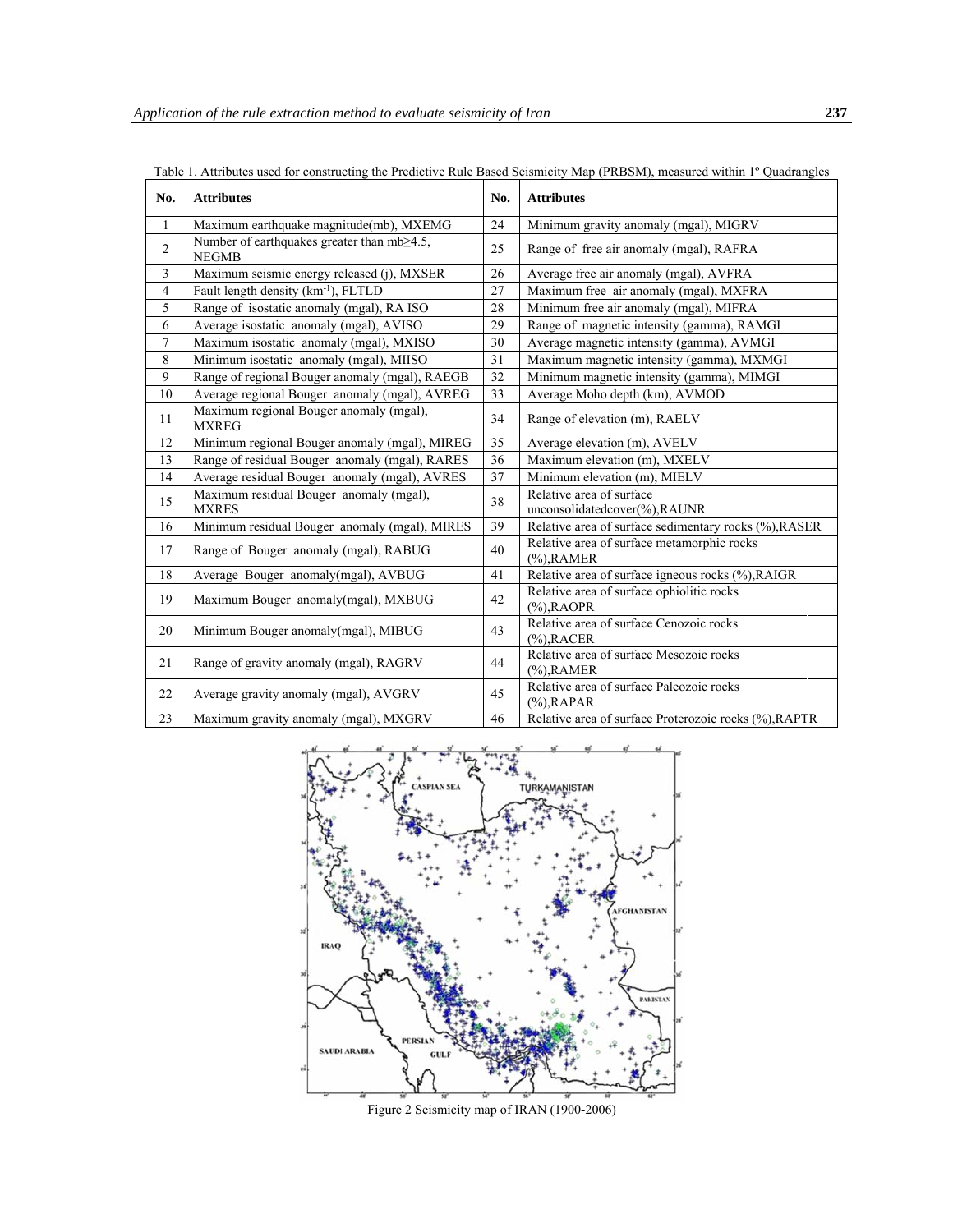Table 1. Attributes used for constructing the Predictive Rule Based Seismicity Map (PRBSM), measured within 1º Quadrangles

| No. | Attributes | No. | Attributes |
|---|---|---|---|
| 1 | Maximum earthquake magnitude(mb), MXEMG | 24 | Minimum gravity anomaly (mgal), MIGRV |
| 2 | Number of earthquakes greater than mb≥4.5, NEGMB | 25 | Range of free air anomaly (mgal), RAFRA |
| 3 | Maximum seismic energy released (j), MXSER | 26 | Average free air anomaly (mgal), AVFRA |
| 4 | Fault length density ($km^{-1}$), FLTLD | 27 | Maximum free air anomaly (mgal), MXFRA |
| 5 | Range of isostatic anomaly (mgal), RA ISO | 28 | Minimum free air anomaly (mgal), MIFRA |
| 6 | Average isostatic anomaly (mgal), AVISO | 29 | Range of magnetic intensity (gamma), RAMGI |
| 7 | Maximum isostatic anomaly (mgal), MXISO | 30 | Average magnetic intensity (gamma), AVMGI |
| 8 | Minimum isostatic anomaly (mgal), MIISO | 31 | Maximum magnetic intensity (gamma), MXMGI |
| 9 | Range of regional Bouger anomaly (mgal), RAEGB | 32 | Minimum magnetic intensity (gamma), MIMGI |
| 10 | Average regional Bouger anomaly (mgal), AVREG | 33 | Average Moho depth (km), AVMOD |
| 11 | Maximum regional Bouger anomaly (mgal), MXREG | 34 | Range of elevation (m), RAELV |
| 12 | Minimum regional Bouger anomaly (mgal), MIREG | 35 | Average elevation (m), AVELV |
| 13 | Range of residual Bouger anomaly (mgal), RARES | 36 | Maximum elevation (m), MXELV |
| 14 | Average residual Bouger anomaly (mgal), AVRES | 37 | Minimum elevation (m), MIELV |
| 15 | Maximum residual Bouger anomaly (mgal), MXRES | 38 | Relative area of surface unconsolidatedcover(%),RAUNR |
| 16 | Minimum residual Bouger anomaly (mgal), MIRES | 39 | Relative area of surface sedimentary rocks (%),RASER |
| 17 | Range of Bouger anomaly (mgal), RABUG | 40 | Relative area of surface metamorphic rocks (%),RAMER |
| 18 | Average Bouger anomaly(mgal), AVBUG | 41 | Relative area of surface igneous rocks (%),RAIGR |
| 19 | Maximum Bouger anomaly(mgal), MXBUG | 42 | Relative area of surface ophiolitic rocks (%),RAOPR |
| 20 | Minimum Bouger anomaly(mgal), MIBUG | 43 | Relative area of surface Cenozoic rocks (%),RACER |
| 21 | Range of gravity anomaly (mgal), RAGRV | 44 | Relative area of surface Mesozoic rocks (%),RAMER |
| 22 | Average gravity anomaly (mgal), AVGRV | 45 | Relative area of surface Paleozoic rocks (%),RAPAR |
| 23 | Maximum gravity anomaly (mgal), MXGRV | 46 | Relative area of surface Proterozoic rocks (%),RAPTR |

CASPIAN SEA
TURKAMANISTAN
AFGHANISTAN
IRAQ
PAKISTAN
PERSIAN GULF
SAUDI ARABIA

Figure 2 Seismicity map of IRAN (1900-2006)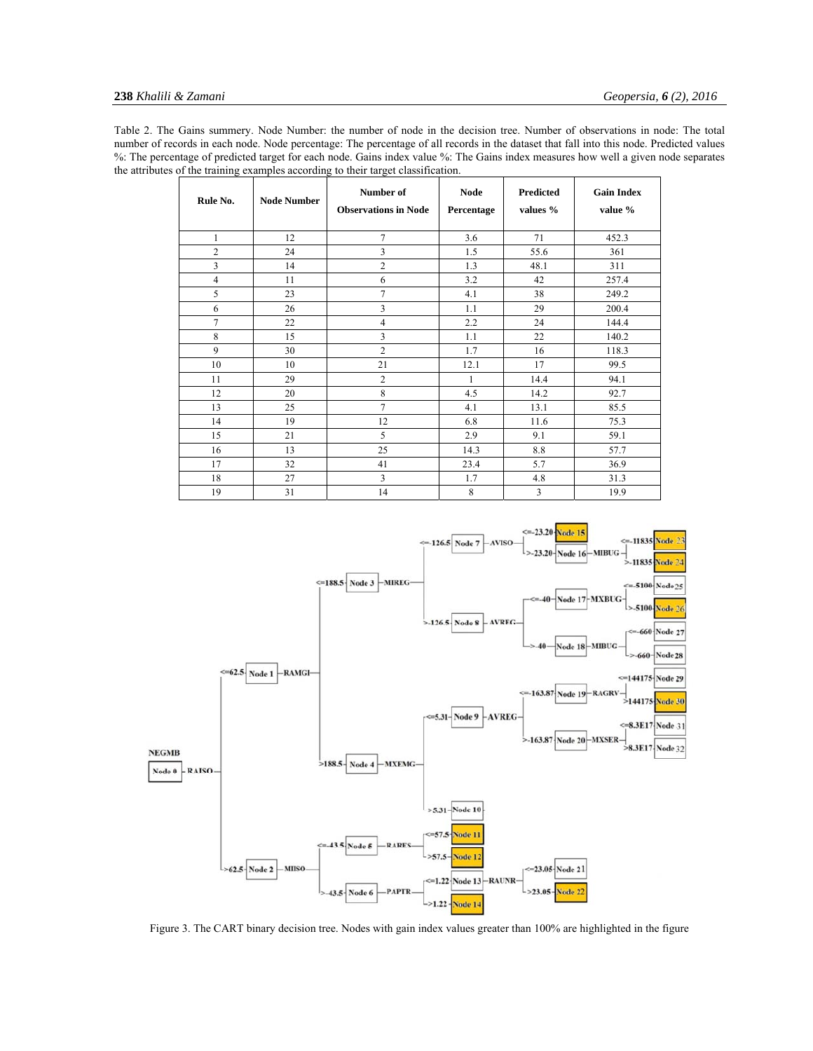Table 2. The Gains summery. Node Number: the number of node in the decision tree. Number of observations in node: The total number of records in each node. Node percentage: The percentage of all records in the dataset that fall into this node. Predicted values %: The percentage of predicted target for each node. Gains index value %: The Gains index measures how well a given node separates the attributes of the training examples according to their target classification.

| Rule No. | Node Number | Number of Observations in Node | Node Percentage | Predicted values % | Gain Index value % |
|---|---|---|---|---|---|
| 1 | 12 | 7 | 3.6 | 71 | 452.3 |
| 2 | 24 | 3 | 1.5 | 55.6 | 361 |
| 3 | 14 | 2 | 1.3 | 48.1 | 311 |
| 4 | 11 | 6 | 3.2 | 42 | 257.4 |
| 5 | 23 | 7 | 4.1 | 38 | 249.2 |
| 6 | 26 | 3 | 1.1 | 29 | 200.4 |
| 7 | 22 | 4 | 2.2 | 24 | 144.4 |
| 8 | 15 | 3 | 1.1 | 22 | 140.2 |
| 9 | 30 | 2 | 1.7 | 16 | 118.3 |
| 10 | 10 | 21 | 12.1 | 17 | 99.5 |
| 11 | 29 | 2 | 1 | 14.4 | 94.1 |
| 12 | 20 | 8 | 4.5 | 14.2 | 92.7 |
| 13 | 25 | 7 | 4.1 | 13.1 | 85.5 |
| 14 | 19 | 12 | 6.8 | 11.6 | 75.3 |
| 15 | 21 | 5 | 2.9 | 9.1 | 59.1 |
| 16 | 13 | 25 | 14.3 | 8.8 | 57.7 |
| 17 | 32 | 41 | 23.4 | 5.7 | 36.9 |
| 18 | 27 | 3 | 1.7 | 4.8 | 31.3 |
| 19 | 31 | 14 | 8 | 3 | 19.9 |

NEGMB
Node 0 RAISO
<=62.5 Node 1 RAMGI
<=188.5 Node 3 MIREG
<=-126.5 Node 7 AVISO
<=-23.20 Node 15
>-23.20 Node 16 MIBUG
<=11835 Node 23
>11835 Node 24
>-126.5 Node 8 AVREG
<=-40 Node 17 MXBUG
<=-5100 Node 25
>-5100 Node 26
>-40 Node 18 MIBUG
<=-660 Node 27
>-660 Node 28
>188.5 Node 4 MXEMG
<=5.31 Node 9 AVREG
<=-163.87 Node 19 RAGRV
<=144175 Node 29
>144175 Node 30
>-163.87 Node 20 MXSER
<=8.3E17 Node 31
>8.3E17 Node 32
>5.31 Node 10
>62.5 Node 2 MIISO
<=43.5 Node 5 RARES
<=57.5 Node 11
>57.5 Node 12
>-43.5 Node 6 PAPTR
<=1.22 Node 13 RAUNR
<=23.05 Node 21
>23.05 Node 22
>1.22 Node 14

Figure 3. The CART binary decision tree. Nodes with gain index values greater than 100% are highlighted in the figure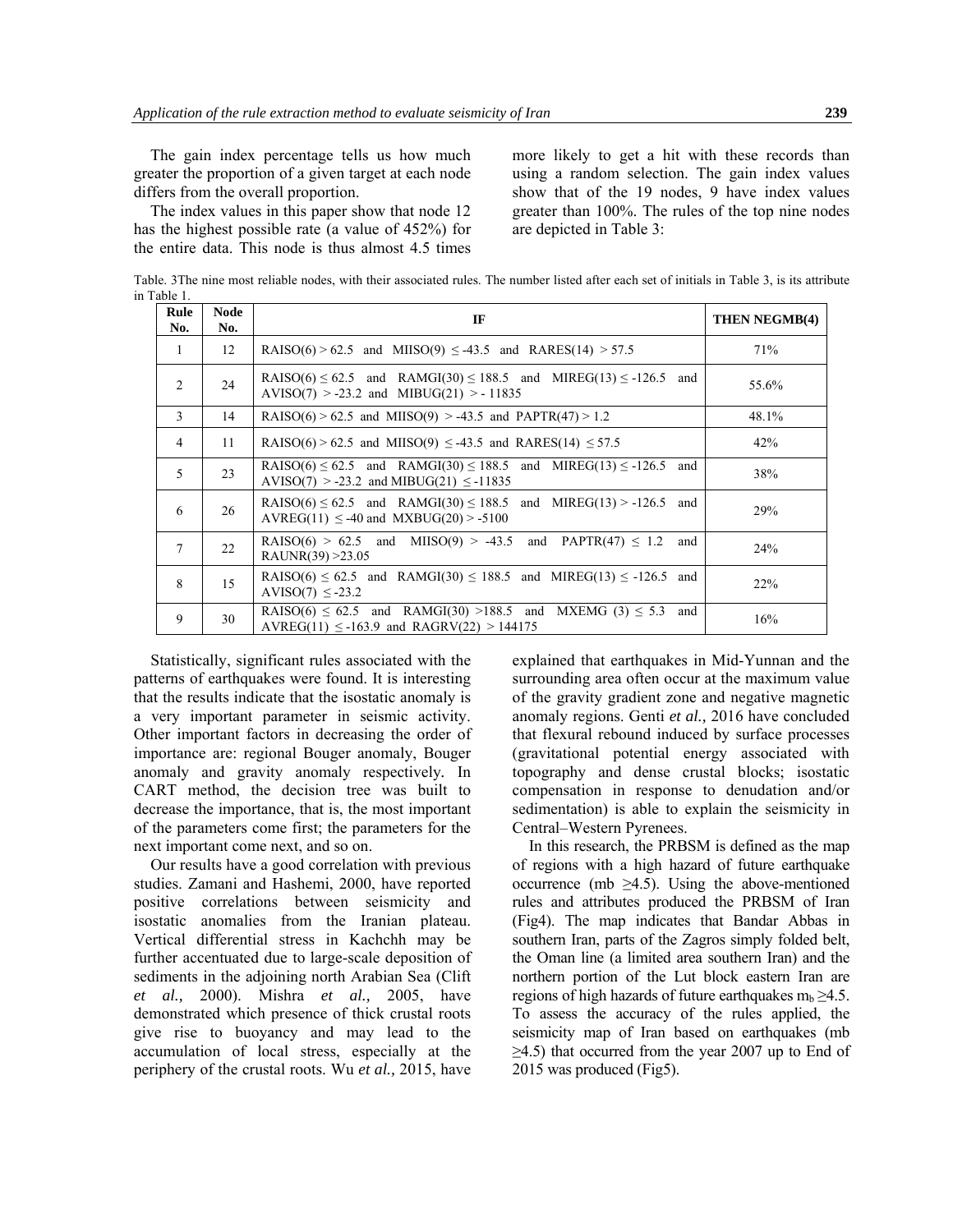The gain index percentage tells us how much greater the proportion of a given target at each node differs from the overall proportion.

The index values in this paper show that node 12 has the highest possible rate (a value of 452%) for the entire data. This node is thus almost 4.5 times more likely to get a hit with these records than using a random selection. The gain index values show that of the 19 nodes, 9 have index values greater than 100%. The rules of the top nine nodes are depicted in Table 3:

Table. 3The nine most reliable nodes, with their associated rules. The number listed after each set of initials in Table 3, is its attribute in Table 1.

| Rule No. | Node No. | IF | THEN NEGMB(4) |
|---|---|---|---|
| 1 | 12 | RAISO(6) > 62.5 and MIISO(9) ≤ -43.5 and RARES(14) > 57.5 | 71% |
| 2 | 24 | RAISO(6) ≤ 62.5 and RAMGI(30) ≤ 188.5 and MIREG(13) ≤ -126.5 and AVISO(7) > -23.2 and MIBUG(21) > - 11835 | 55.6% |
| 3 | 14 | RAISO(6) > 62.5 and MIISO(9) > -43.5 and PAPTR(47) > 1.2 | 48.1% |
| 4 | 11 | RAISO(6) > 62.5 and MIISO(9) ≤ -43.5 and RARES(14) ≤ 57.5 | 42% |
| 5 | 23 | RAISO(6) ≤ 62.5 and RAMGI(30) ≤ 188.5 and MIREG(13) ≤ -126.5 and AVISO(7) > -23.2 and MIBUG(21) ≤ -11835 | 38% |
| 6 | 26 | RAISO(6) ≤ 62.5 and RAMGI(30) ≤ 188.5 and MIREG(13) > -126.5 and AVREG(11) ≤ -40 and MXBUG(20) > -5100 | 29% |
| 7 | 22 | RAISO(6) > 62.5 and MIISO(9) > -43.5 and PAPTR(47) ≤ 1.2 and RAUNR(39) >23.05 | 24% |
| 8 | 15 | RAISO(6) ≤ 62.5 and RAMGI(30) ≤ 188.5 and MIREG(13) ≤ -126.5 and AVISO(7) ≤ -23.2 | 22% |
| 9 | 30 | RAISO(6) ≤ 62.5 and RAMGI(30) >188.5 and MXEMG (3) ≤ 5.3 and AVREG(11) ≤ -163.9 and RAGRV(22) > 144175 | 16% |

Statistically, significant rules associated with the patterns of earthquakes were found. It is interesting that the results indicate that the isostatic anomaly is a very important parameter in seismic activity. Other important factors in decreasing the order of importance are: regional Bouger anomaly, Bouger anomaly and gravity anomaly respectively. In CART method, the decision tree was built to decrease the importance, that is, the most important of the parameters come first; the parameters for the next important come next, and so on.

Our results have a good correlation with previous studies. Zamani and Hashemi, 2000, have reported positive correlations between seismicity and isostatic anomalies from the Iranian plateau. Vertical differential stress in Kachchh may be further accentuated due to large-scale deposition of sediments in the adjoining north Arabian Sea (Clift *et al.,* 2000). Mishra *et al.,* 2005, have demonstrated which presence of thick crustal roots give rise to buoyancy and may lead to the accumulation of local stress, especially at the periphery of the crustal roots. Wu *et al.,* 2015, have explained that earthquakes in Mid-Yunnan and the surrounding area often occur at the maximum value of the gravity gradient zone and negative magnetic anomaly regions. Genti *et al.,* 2016 have concluded that flexural rebound induced by surface processes (gravitational potential energy associated with topography and dense crustal blocks; isostatic compensation in response to denudation and/or sedimentation) is able to explain the seismicity in Central–Western Pyrenees.

In this research, the PRBSM is defined as the map of regions with a high hazard of future earthquake occurrence (mb ≥4.5). Using the above-mentioned rules and attributes produced the PRBSM of Iran (Fig4). The map indicates that Bandar Abbas in southern Iran, parts of the Zagros simply folded belt, the Oman line (a limited area southern Iran) and the northern portion of the Lut block eastern Iran are regions of high hazards of future earthquakes $m_b \geq 4.5$. To assess the accuracy of the rules applied, the seismicity map of Iran based on earthquakes (mb ≥4.5) that occurred from the year 2007 up to End of 2015 was produced (Fig5).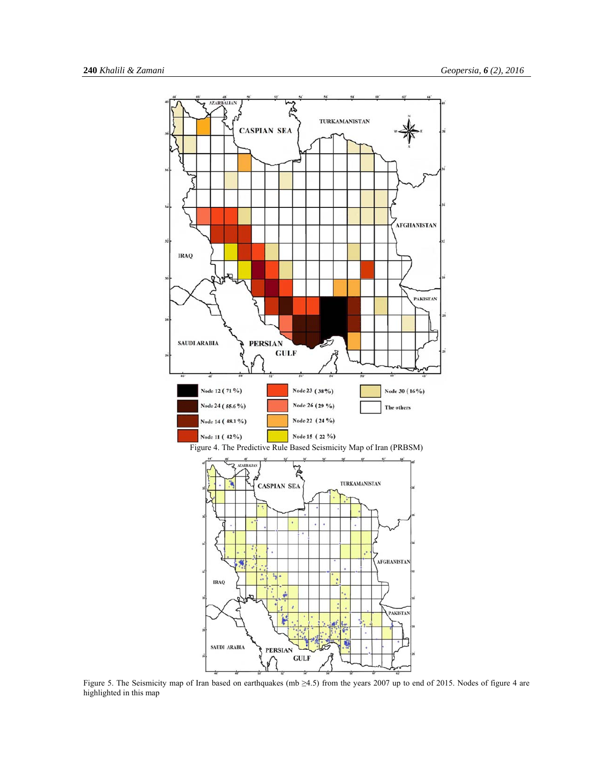AZARBAIJAN

CASPIAN SEA

TURKAMANISTAN

AFGHANISTAN

IRAQ

PAKISTAN

SAUDI ARABIA

PERSIAN

GULF

Node 12 ( 71 %)

Node 24 ( 55.6 %)

Node 14 ( 48.1 %)

Node 11 ( 42%)

Node 23 ( 38%)

Node 26 ( 29 %)

Node 22 ( 24 %)

Node 15 ( 22 %)

Node 30 ( 16%)

The others

Figure 4. The Predictive Rule Based Seismicity Map of Iran (PRBSM)

AZARBAIJAN

CASPIAN SEA

TURKAMANISTAN

AFGHANISTAN

IRAQ

PAKISTAN

SAUDI ARABIA

PERSIAN

GULF

Figure 5. The Seismicity map of Iran based on earthquakes (mb ≥4.5) from the years 2007 up to end of 2015. Nodes of figure 4 are highlighted in this map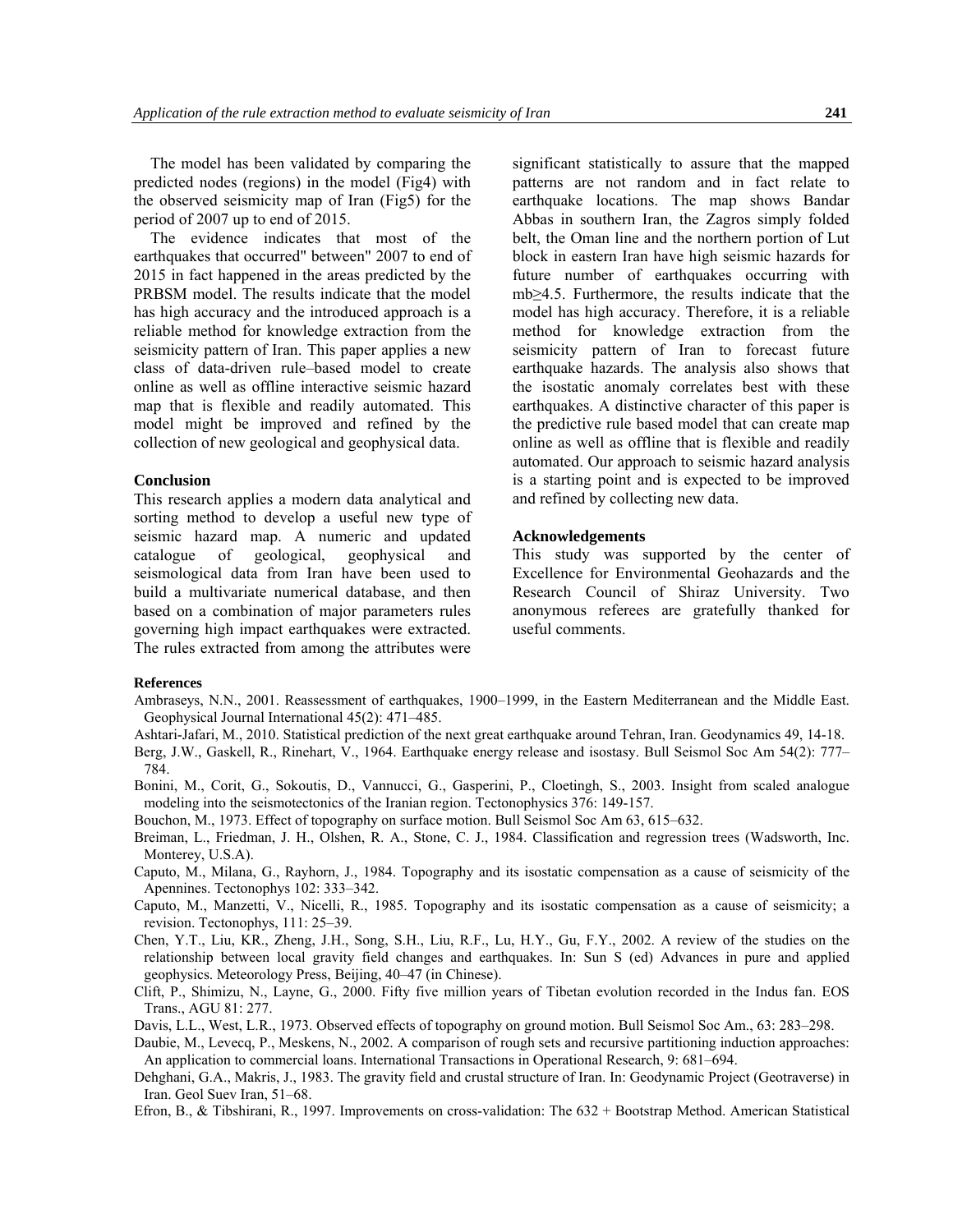The model has been validated by comparing the predicted nodes (regions) in the model (Fig4) with the observed seismicity map of Iran (Fig5) for the period of 2007 up to end of 2015.

The evidence indicates that most of the earthquakes that occurred" between" 2007 to end of 2015 in fact happened in the areas predicted by the PRBSM model. The results indicate that the model has high accuracy and the introduced approach is a reliable method for knowledge extraction from the seismicity pattern of Iran. This paper applies a new class of data-driven rule–based model to create online as well as offline interactive seismic hazard map that is flexible and readily automated. This model might be improved and refined by the collection of new geological and geophysical data.

### Conclusion

This research applies a modern data analytical and sorting method to develop a useful new type of seismic hazard map. A numeric and updated catalogue of geological, geophysical and seismological data from Iran have been used to build a multivariate numerical database, and then based on a combination of major parameters rules governing high impact earthquakes were extracted. The rules extracted from among the attributes were significant statistically to assure that the mapped patterns are not random and in fact relate to earthquake locations. The map shows Bandar Abbas in southern Iran, the Zagros simply folded belt, the Oman line and the northern portion of Lut block in eastern Iran have high seismic hazards for future number of earthquakes occurring with mb≥4.5. Furthermore, the results indicate that the model has high accuracy. Therefore, it is a reliable method for knowledge extraction from the seismicity pattern of Iran to forecast future earthquake hazards. The analysis also shows that the isostatic anomaly correlates best with these earthquakes. A distinctive character of this paper is the predictive rule based model that can create map online as well as offline that is flexible and readily automated. Our approach to seismic hazard analysis is a starting point and is expected to be improved and refined by collecting new data.

### Acknowledgements

This study was supported by the center of Excellence for Environmental Geohazards and the Research Council of Shiraz University. Two anonymous referees are gratefully thanked for useful comments.

### References

Ambraseys, N.N., 2001. Reassessment of earthquakes, 1900–1999, in the Eastern Mediterranean and the Middle East. Geophysical Journal International 45(2): 471–485.

Ashtari-Jafari, M., 2010. Statistical prediction of the next great earthquake around Tehran, Iran. Geodynamics 49, 14-18.

Berg, J.W., Gaskell, R., Rinehart, V., 1964. Earthquake energy release and isostasy. Bull Seismol Soc Am 54(2): 777–784.

Bonini, M., Corit, G., Sokoutis, D., Vannucci, G., Gasperini, P., Cloetingh, S., 2003. Insight from scaled analogue modeling into the seismotectonics of the Iranian region. Tectonophysics 376: 149-157.

Bouchon, M., 1973. Effect of topography on surface motion. Bull Seismol Soc Am 63, 615–632.

Breiman, L., Friedman, J. H., Olshen, R. A., Stone, C. J., 1984. Classification and regression trees (Wadsworth, Inc. Monterey, U.S.A).

Caputo, M., Milana, G., Rayhorn, J., 1984. Topography and its isostatic compensation as a cause of seismicity of the Apennines. Tectonophys 102: 333–342.

Caputo, M., Manzetti, V., Nicelli, R., 1985. Topography and its isostatic compensation as a cause of seismicity; a revision. Tectonophys, 111: 25–39.

Chen, Y.T., Liu, KR., Zheng, J.H., Song, S.H., Liu, R.F., Lu, H.Y., Gu, F.Y., 2002. A review of the studies on the relationship between local gravity field changes and earthquakes. In: Sun S (ed) Advances in pure and applied geophysics. Meteorology Press, Beijing, 40–47 (in Chinese).

Clift, P., Shimizu, N., Layne, G., 2000. Fifty five million years of Tibetan evolution recorded in the Indus fan. EOS Trans., AGU 81: 277.

Davis, L.L., West, L.R., 1973. Observed effects of topography on ground motion. Bull Seismol Soc Am., 63: 283–298.

Daubie, M., Levecq, P., Meskens, N., 2002. A comparison of rough sets and recursive partitioning induction approaches: An application to commercial loans. International Transactions in Operational Research, 9: 681–694.

Dehghani, G.A., Makris, J., 1983. The gravity field and crustal structure of Iran. In: Geodynamic Project (Geotraverse) in Iran. Geol Suev Iran, 51–68.

Efron, B., & Tibshirani, R., 1997. Improvements on cross-validation: The 632 + Bootstrap Method. American Statistical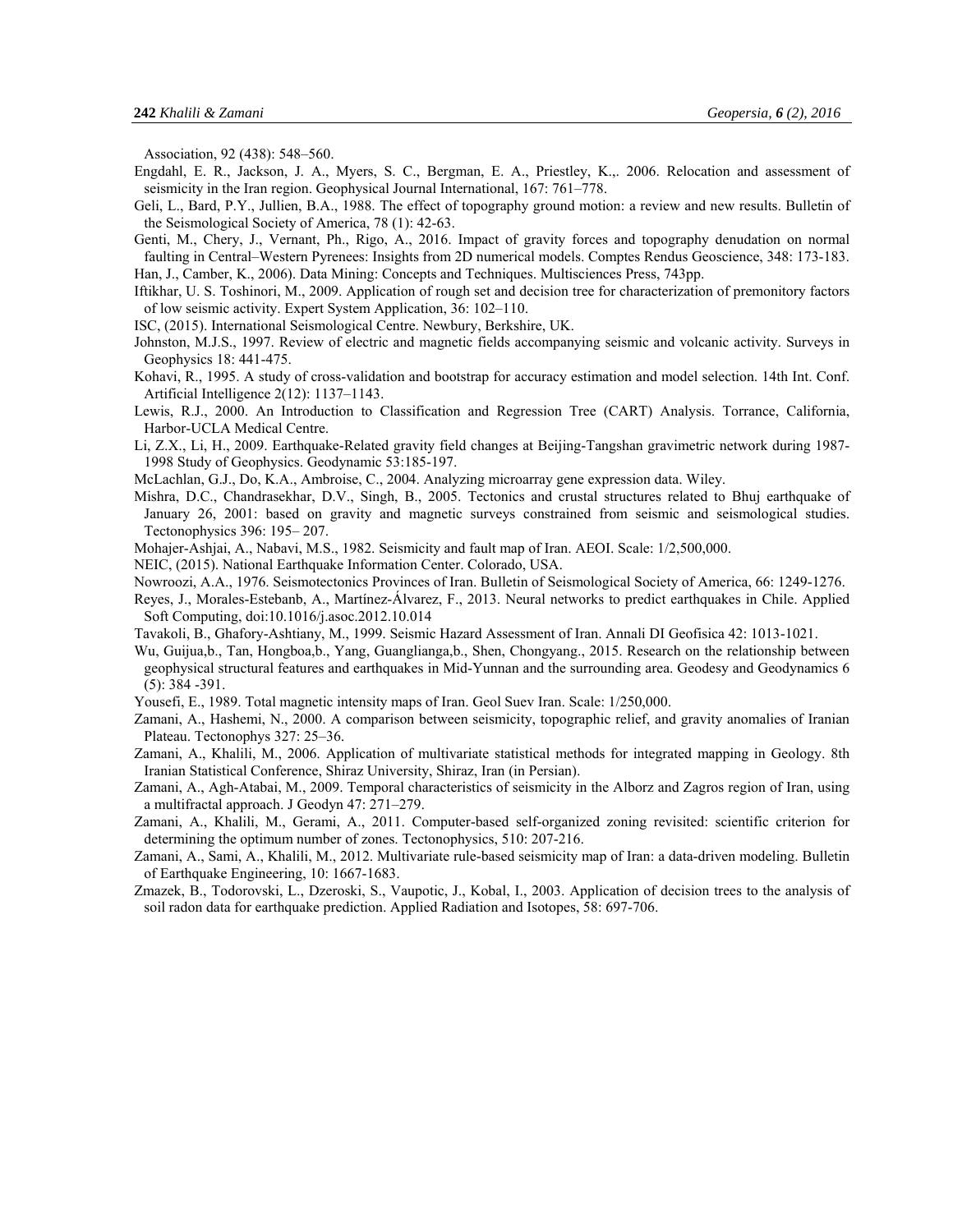Association, 92 (438): 548–560.

Engdahl, E. R., Jackson, J. A., Myers, S. C., Bergman, E. A., Priestley, K.,. 2006. Relocation and assessment of seismicity in the Iran region. Geophysical Journal International, 167: 761–778.

Geli, L., Bard, P.Y., Jullien, B.A., 1988. The effect of topography ground motion: a review and new results. Bulletin of the Seismological Society of America, 78 (1): 42-63.

Genti, M., Chery, J., Vernant, Ph., Rigo, A., 2016. Impact of gravity forces and topography denudation on normal faulting in Central–Western Pyrenees: Insights from 2D numerical models. Comptes Rendus Geoscience, 348: 173-183.

Han, J., Camber, K., 2006). Data Mining: Concepts and Techniques. Multisciences Press, 743pp.

Iftikhar, U. S. Toshinori, M., 2009. Application of rough set and decision tree for characterization of premonitory factors of low seismic activity. Expert System Application, 36: 102–110.

ISC, (2015). International Seismological Centre. Newbury, Berkshire, UK.

Johnston, M.J.S., 1997. Review of electric and magnetic fields accompanying seismic and volcanic activity. Surveys in Geophysics 18: 441-475.

Kohavi, R., 1995. A study of cross-validation and bootstrap for accuracy estimation and model selection. 14th Int. Conf. Artificial Intelligence 2(12): 1137–1143.

Lewis, R.J., 2000. An Introduction to Classification and Regression Tree (CART) Analysis. Torrance, California, Harbor-UCLA Medical Centre.

Li, Z.X., Li, H., 2009. Earthquake-Related gravity field changes at Beijing-Tangshan gravimetric network during 1987-1998 Study of Geophysics. Geodynamic 53:185-197.

McLachlan, G.J., Do, K.A., Ambroise, C., 2004. Analyzing microarray gene expression data. Wiley.

Mishra, D.C., Chandrasekhar, D.V., Singh, B., 2005. Tectonics and crustal structures related to Bhuj earthquake of January 26, 2001: based on gravity and magnetic surveys constrained from seismic and seismological studies. Tectonophysics 396: 195– 207.

Mohajer-Ashjai, A., Nabavi, M.S., 1982. Seismicity and fault map of Iran. AEOI. Scale: 1/2,500,000.

NEIC, (2015). National Earthquake Information Center. Colorado, USA.

Nowroozi, A.A., 1976. Seismotectonics Provinces of Iran. Bulletin of Seismological Society of America, 66: 1249-1276.

Reyes, J., Morales-Estebanb, A., Martínez-Álvarez, F., 2013. Neural networks to predict earthquakes in Chile. Applied Soft Computing, doi:10.1016/j.asoc.2012.10.014

Tavakoli, B., Ghafory-Ashtiany, M., 1999. Seismic Hazard Assessment of Iran. Annali DI Geofisica 42: 1013-1021.

Wu, Guijua,b., Tan, Hongboa,b., Yang, Guanglianga,b., Shen, Chongyang., 2015. Research on the relationship between geophysical structural features and earthquakes in Mid-Yunnan and the surrounding area. Geodesy and Geodynamics 6 (5): 384 -391.

Yousefi, E., 1989. Total magnetic intensity maps of Iran. Geol Suev Iran. Scale: 1/250,000.

Zamani, A., Hashemi, N., 2000. A comparison between seismicity, topographic relief, and gravity anomalies of Iranian Plateau. Tectonophys 327: 25–36.

Zamani, A., Khalili, M., 2006. Application of multivariate statistical methods for integrated mapping in Geology. 8th Iranian Statistical Conference, Shiraz University, Shiraz, Iran (in Persian).

Zamani, A., Agh-Atabai, M., 2009. Temporal characteristics of seismicity in the Alborz and Zagros region of Iran, using a multifractal approach. J Geodyn 47: 271–279.

Zamani, A., Khalili, M., Gerami, A., 2011. Computer-based self-organized zoning revisited: scientific criterion for determining the optimum number of zones. Tectonophysics, 510: 207-216.

Zamani, A., Sami, A., Khalili, M., 2012. Multivariate rule-based seismicity map of Iran: a data-driven modeling. Bulletin of Earthquake Engineering, 10: 1667-1683.

Zmazek, B., Todorovski, L., Dzeroski, S., Vaupotic, J., Kobal, I., 2003. Application of decision trees to the analysis of soil radon data for earthquake prediction. Applied Radiation and Isotopes, 58: 697-706.